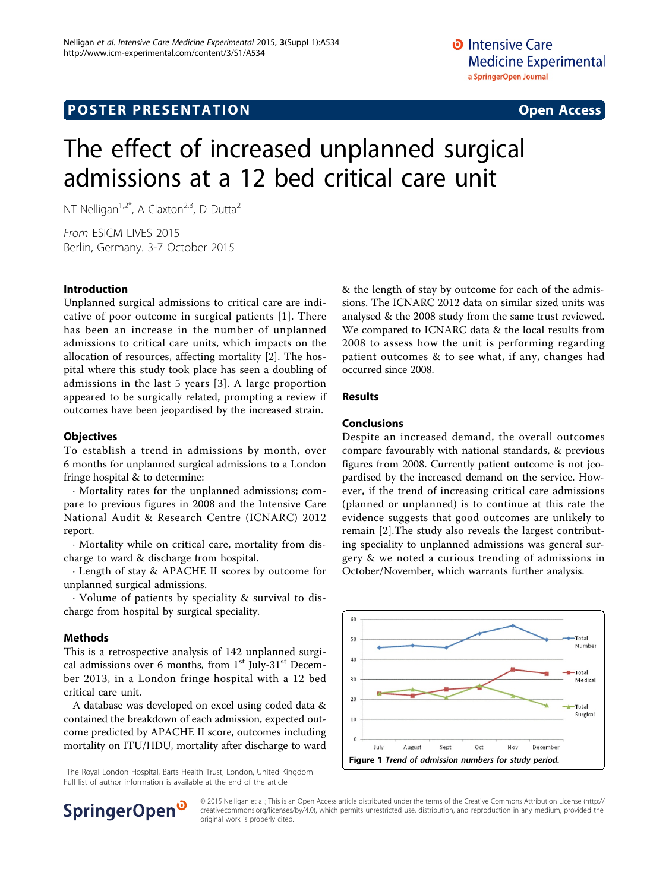POSTER PRESENTATION

Open Access

# The effect of increased unplanned surgical admissions at a 12 bed critical care unit

NT Nelligan[1,2*], A Claxton[2,3], D Dutta[2]

*From* ESICM LIVES 2015
Berlin, Germany. 3-7 October 2015

## Introduction

Unplanned surgical admissions to critical care are indicative of poor outcome in surgical patients [1]. There has been an increase in the number of unplanned admissions to critical care units, which impacts on the allocation of resources, affecting mortality [2]. The hospital where this study took place has seen a doubling of admissions in the last 5 years [3]. A large proportion appeared to be surgically related, prompting a review if outcomes have been jeopardised by the increased strain.

## Objectives

To establish a trend in admissions by month, over 6 months for unplanned surgical admissions to a London fringe hospital & to determine:

· Mortality rates for the unplanned admissions; compare to previous figures in 2008 and the Intensive Care National Audit & Research Centre (ICNARC) 2012 report.

· Mortality while on critical care, mortality from discharge to ward & discharge from hospital.

· Length of stay & APACHE II scores by outcome for unplanned surgical admissions.

· Volume of patients by speciality & survival to discharge from hospital by surgical speciality.

## Methods

This is a retrospective analysis of 142 unplanned surgical admissions over 6 months, from 1st July-31st December 2013, in a London fringe hospital with a 12 bed critical care unit.

A database was developed on excel using coded data & contained the breakdown of each admission, expected outcome predicted by APACHE II score, outcomes including mortality on ITU/HDU, mortality after discharge to ward & the length of stay by outcome for each of the admissions. The ICNARC 2012 data on similar sized units was analysed & the 2008 study from the same trust reviewed. We compared to ICNARC data & the local results from 2008 to assess how the unit is performing regarding patient outcomes & to see what, if any, changes had occurred since 2008.

## Results

## Conclusions

Despite an increased demand, the overall outcomes compare favourably with national standards, & previous figures from 2008. Currently patient outcome is not jeopardised by the increased demand on the service. However, if the trend of increasing critical care admissions (planned or unplanned) is to continue at this rate the evidence suggests that good outcomes are unlikely to remain [2].The study also reveals the largest contributing speciality to unplanned admissions was general surgery & we noted a curious trending of admissions in October/November, which warrants further analysis.

**Figure 1** *Trend of admission numbers for study period.*

[1]The Royal London Hospital, Barts Health Trust, London, United Kingdom
Full list of author information is available at the end of the article

© 2015 Nelligan et al.; This is an Open Access article distributed under the terms of the Creative Commons Attribution License (http://creativecommons.org/licenses/by/4.0), which permits unrestricted use, distribution, and reproduction in any medium, provided the original work is properly cited.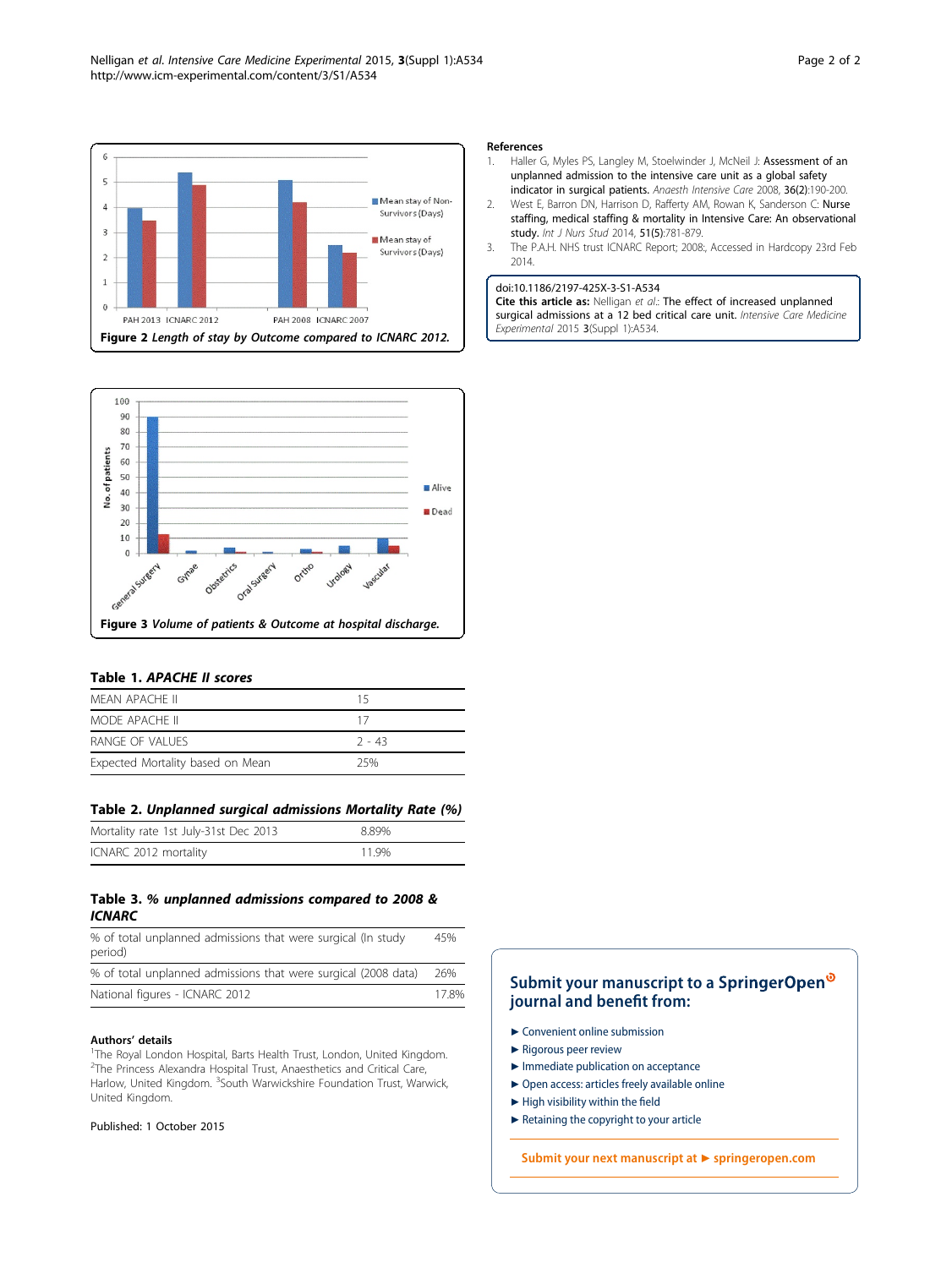6
5
4
3
2
1
0
PAH 2013 ICNARC 2012 PAH 2008 ICNARC 2007
Mean stay of Non-Survivors (Days)
Mean stay of Survivors (Days)

**Figure 2** *Length of stay by Outcome compared to ICNARC 2012.*

100
90
80
70
60
50
40
30
20
10
0
No. of patients
General Surgery
Gynae
Obstetrics
Oral Surgery
Ortho
Urology
Vascular
Alive
Dead

**Figure 3** *Volume of patients & Outcome at hospital discharge.*

**Table 1.** ***APACHE II scores***

| | |
|---|---|
| MEAN APACHE II | 15 |
| MODE APACHE II | 17 |
| RANGE OF VALUES | 2 - 43 |
| Expected Mortality based on Mean | 25% |

**Table 2.** ***Unplanned surgical admissions Mortality Rate (%)***

| | |
|---|---|
| Mortality rate 1st July-31st Dec 2013 | 8.89% |
| ICNARC 2012 mortality | 11.9% |

**Table 3.** ***% unplanned admissions compared to 2008 & ICNARC***

| | |
|---|---|
| % of total unplanned admissions that were surgical (In study period) | 45% |
| % of total unplanned admissions that were surgical (2008 data) | 26% |
| National figures - ICNARC 2012 | 17.8% |

**Authors' details**

[1]The Royal London Hospital, Barts Health Trust, London, United Kingdom. [2]The Princess Alexandra Hospital Trust, Anaesthetics and Critical Care, Harlow, United Kingdom. [3]South Warwickshire Foundation Trust, Warwick, United Kingdom.

Published: 1 October 2015

**References**

1. Haller G, Myles PS, Langley M, Stoelwinder J, McNeil J: Assessment of an unplanned admission to the intensive care unit as a global safety indicator in surgical patients. *Anaesth Intensive Care* 2008, 36(2):190-200.
2. West E, Barron DN, Harrison D, Rafferty AM, Rowan K, Sanderson C: Nurse staffing, medical staffing & mortality in Intensive Care: An observational study. *Int J Nurs Stud* 2014, 51(5):781-879.
3. The P.A.H. NHS trust ICNARC Report; 2008;. Accessed in Hardcopy 23rd Feb 2014.

doi:10.1186/2197-425X-3-S1-A534

**Cite this article as:** Nelligan *et al.*: The effect of increased unplanned surgical admissions at a 12 bed critical care unit. *Intensive Care Medicine Experimental* 2015 3(Suppl 1):A534.